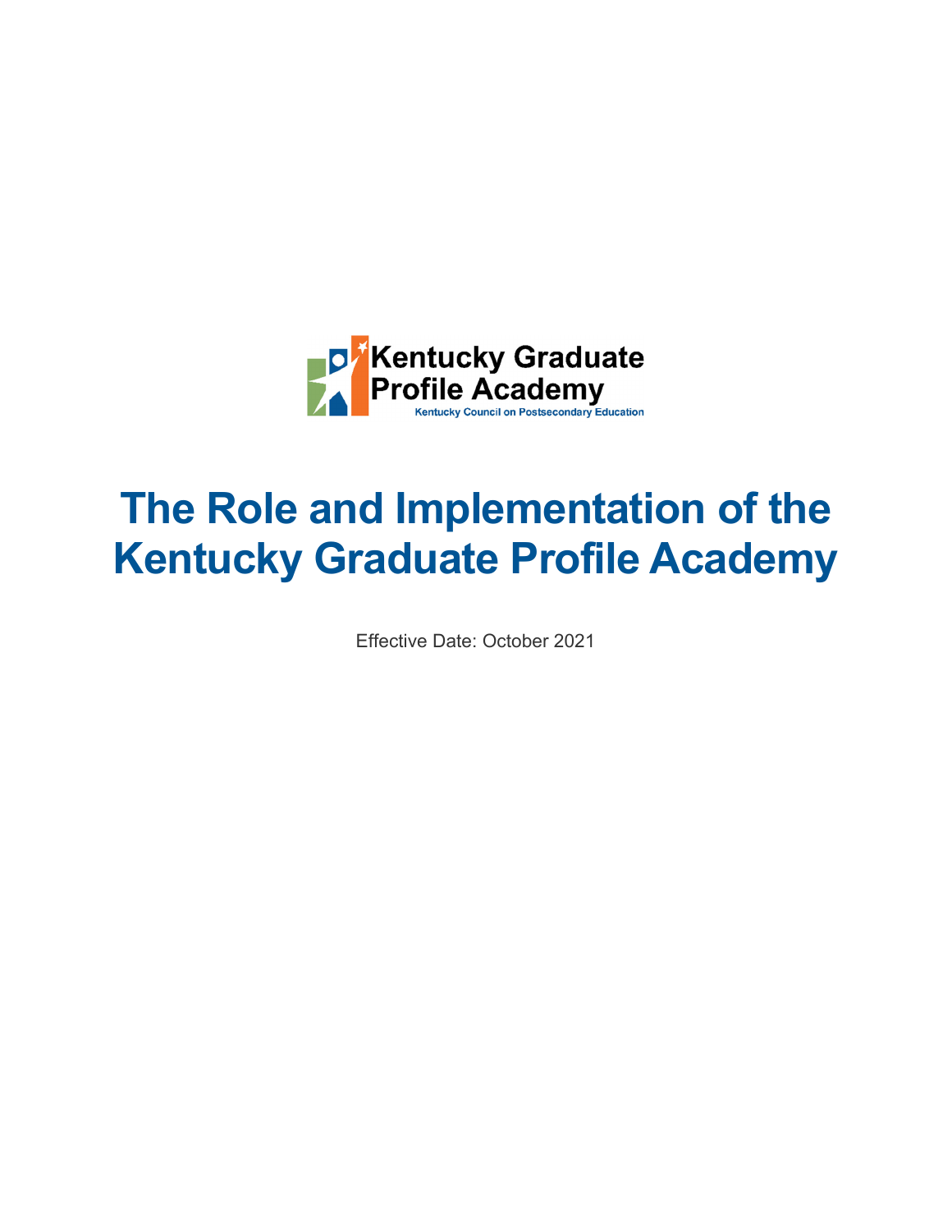Kentucky Graduate Profile Academy

Kentucky Council on Postsecondary Education

# The Role and Implementation of the Kentucky Graduate Profile Academy

Effective Date: October 2021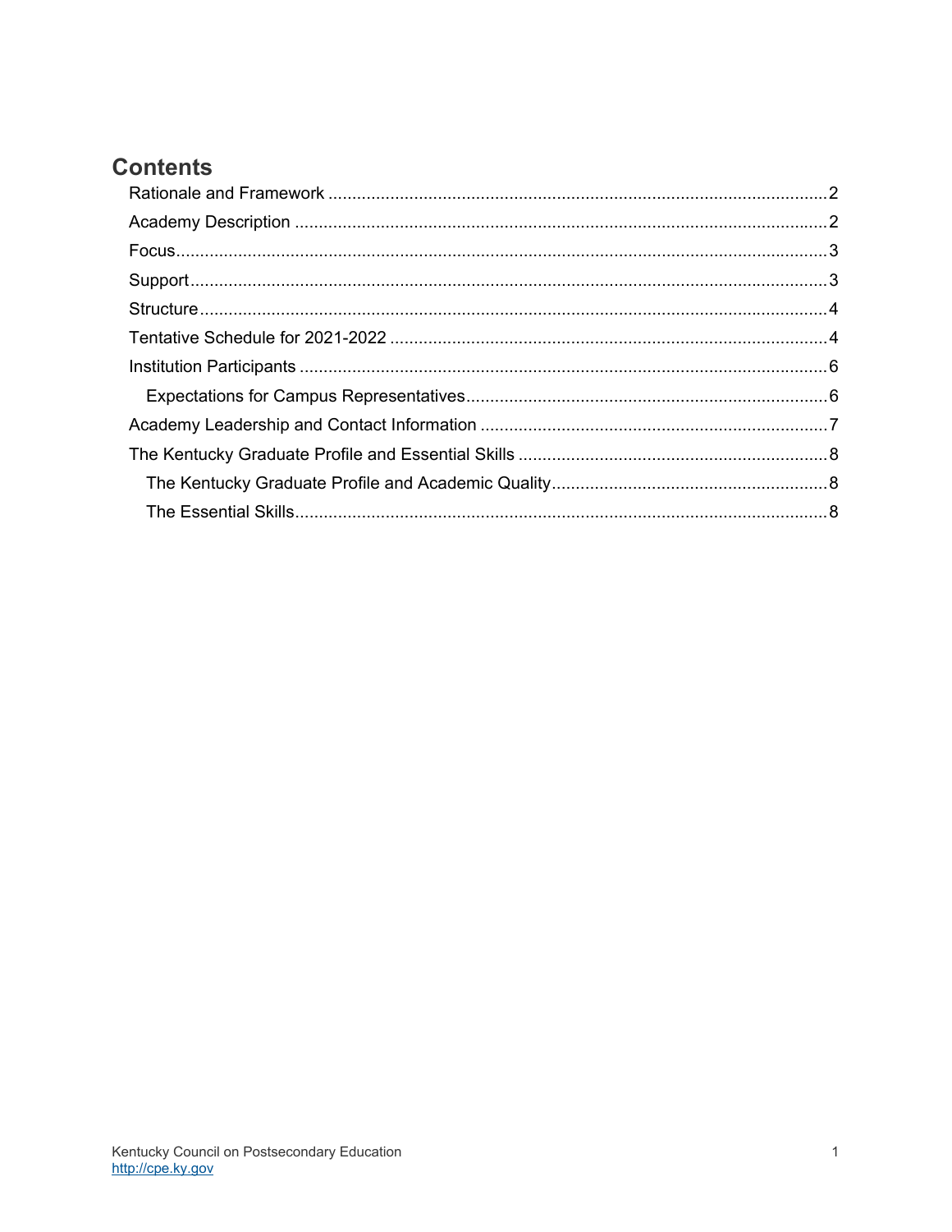# Contents

- Rationale and Framework ........................................ 2
- Academy Description ........................................ 2
- Focus ........................................ 3
- Support ........................................ 3
- Structure ........................................ 4
- Tentative Schedule for 2021-2022 ........................................ 4
- Institution Participants ........................................ 6
  - Expectations for Campus Representatives ........................................ 6
- Academy Leadership and Contact Information ........................................ 7
- The Kentucky Graduate Profile and Essential Skills ........................................ 8
  - The Kentucky Graduate Profile and Academic Quality ........................................ 8
  - The Essential Skills ........................................ 8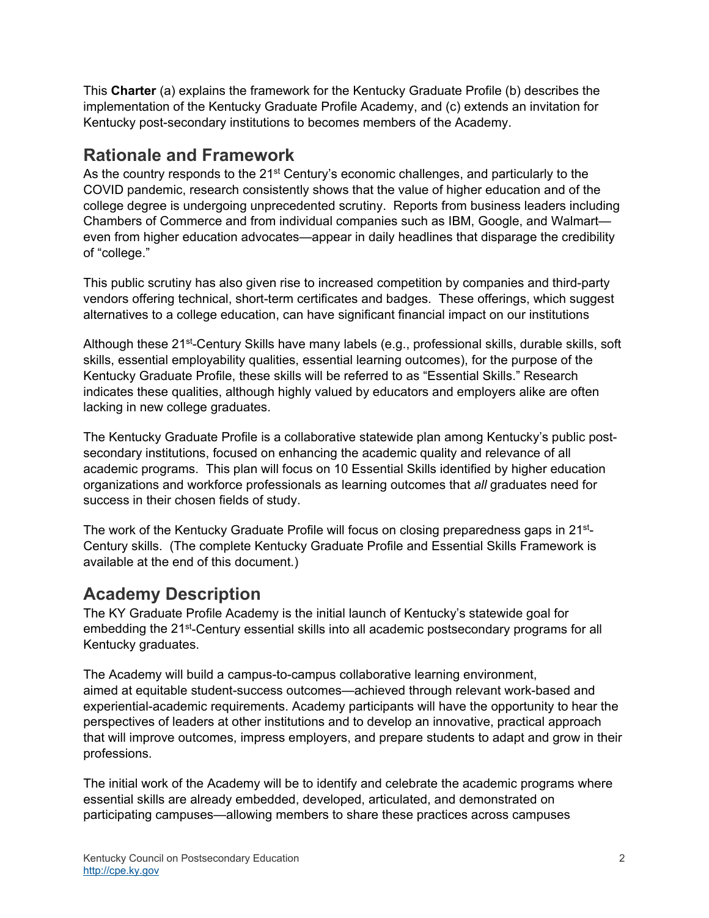This **Charter** (a) explains the framework for the Kentucky Graduate Profile (b) describes the implementation of the Kentucky Graduate Profile Academy, and (c) extends an invitation for Kentucky post-secondary institutions to becomes members of the Academy.

## Rationale and Framework

As the country responds to the 21st Century's economic challenges, and particularly to the COVID pandemic, research consistently shows that the value of higher education and of the college degree is undergoing unprecedented scrutiny. Reports from business leaders including Chambers of Commerce and from individual companies such as IBM, Google, and Walmart—even from higher education advocates—appear in daily headlines that disparage the credibility of "college."

This public scrutiny has also given rise to increased competition by companies and third-party vendors offering technical, short-term certificates and badges. These offerings, which suggest alternatives to a college education, can have significant financial impact on our institutions

Although these 21st-Century Skills have many labels (e.g., professional skills, durable skills, soft skills, essential employability qualities, essential learning outcomes), for the purpose of the Kentucky Graduate Profile, these skills will be referred to as "Essential Skills." Research indicates these qualities, although highly valued by educators and employers alike are often lacking in new college graduates.

The Kentucky Graduate Profile is a collaborative statewide plan among Kentucky's public post-secondary institutions, focused on enhancing the academic quality and relevance of all academic programs. This plan will focus on 10 Essential Skills identified by higher education organizations and workforce professionals as learning outcomes that *all* graduates need for success in their chosen fields of study.

The work of the Kentucky Graduate Profile will focus on closing preparedness gaps in 21st-Century skills. (The complete Kentucky Graduate Profile and Essential Skills Framework is available at the end of this document.)

## Academy Description

The KY Graduate Profile Academy is the initial launch of Kentucky's statewide goal for embedding the 21st-Century essential skills into all academic postsecondary programs for all Kentucky graduates.

The Academy will build a campus-to-campus collaborative learning environment, aimed at equitable student-success outcomes—achieved through relevant work-based and experiential-academic requirements. Academy participants will have the opportunity to hear the perspectives of leaders at other institutions and to develop an innovative, practical approach that will improve outcomes, impress employers, and prepare students to adapt and grow in their professions.

The initial work of the Academy will be to identify and celebrate the academic programs where essential skills are already embedded, developed, articulated, and demonstrated on participating campuses—allowing members to share these practices across campuses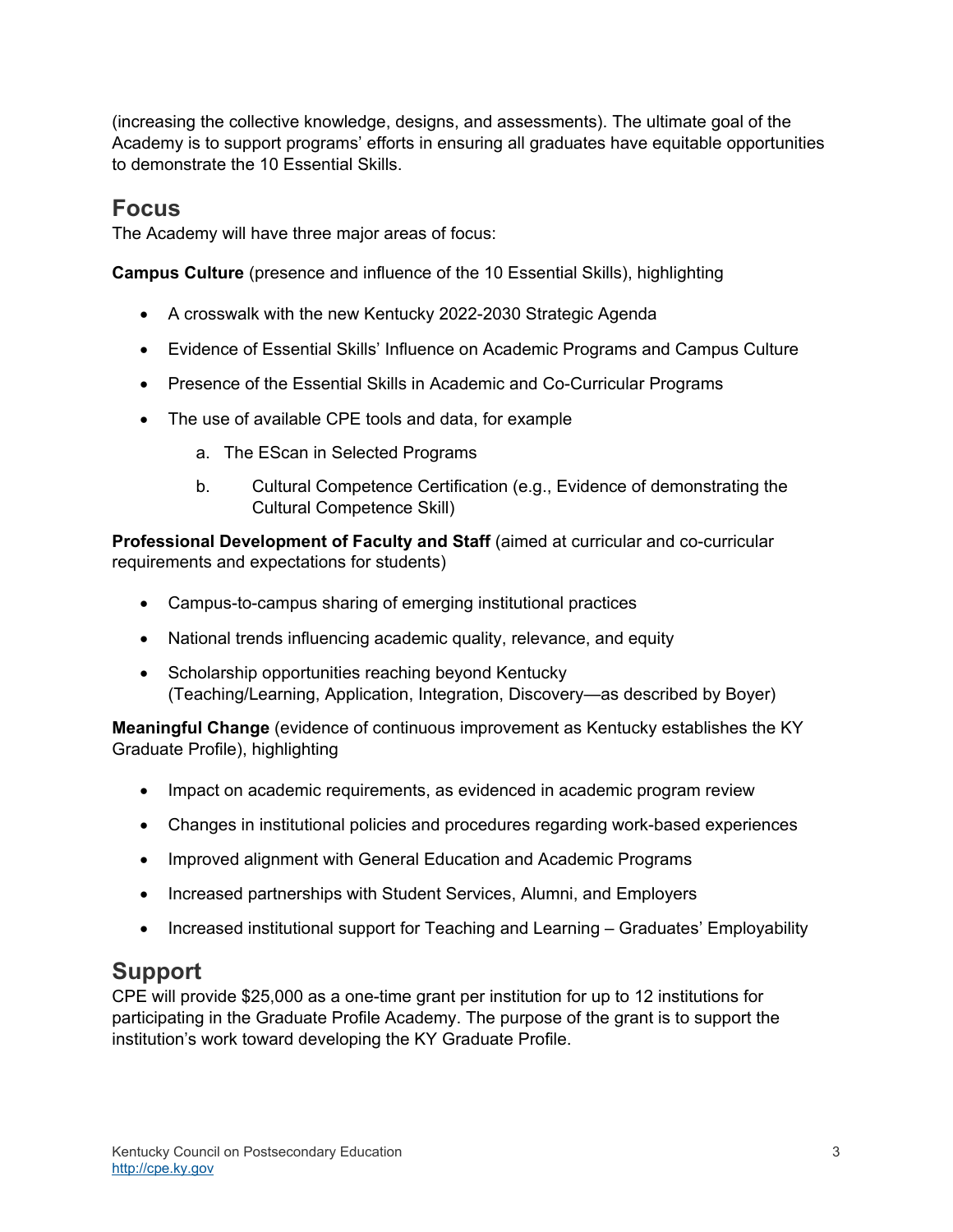(increasing the collective knowledge, designs, and assessments). The ultimate goal of the Academy is to support programs' efforts in ensuring all graduates have equitable opportunities to demonstrate the 10 Essential Skills.

## Focus

The Academy will have three major areas of focus:

**Campus Culture** (presence and influence of the 10 Essential Skills), highlighting

- A crosswalk with the new Kentucky 2022-2030 Strategic Agenda
- Evidence of Essential Skills' Influence on Academic Programs and Campus Culture
- Presence of the Essential Skills in Academic and Co-Curricular Programs
- The use of available CPE tools and data, for example
    a. The EScan in Selected Programs
    b. Cultural Competence Certification (e.g., Evidence of demonstrating the Cultural Competence Skill)

**Professional Development of Faculty and Staff** (aimed at curricular and co-curricular requirements and expectations for students)

- Campus-to-campus sharing of emerging institutional practices
- National trends influencing academic quality, relevance, and equity
- Scholarship opportunities reaching beyond Kentucky (Teaching/Learning, Application, Integration, Discovery—as described by Boyer)

**Meaningful Change** (evidence of continuous improvement as Kentucky establishes the KY Graduate Profile), highlighting

- Impact on academic requirements, as evidenced in academic program review
- Changes in institutional policies and procedures regarding work-based experiences
- Improved alignment with General Education and Academic Programs
- Increased partnerships with Student Services, Alumni, and Employers
- Increased institutional support for Teaching and Learning – Graduates' Employability

## Support

CPE will provide $25,000 as a one-time grant per institution for up to 12 institutions for participating in the Graduate Profile Academy. The purpose of the grant is to support the institution's work toward developing the KY Graduate Profile.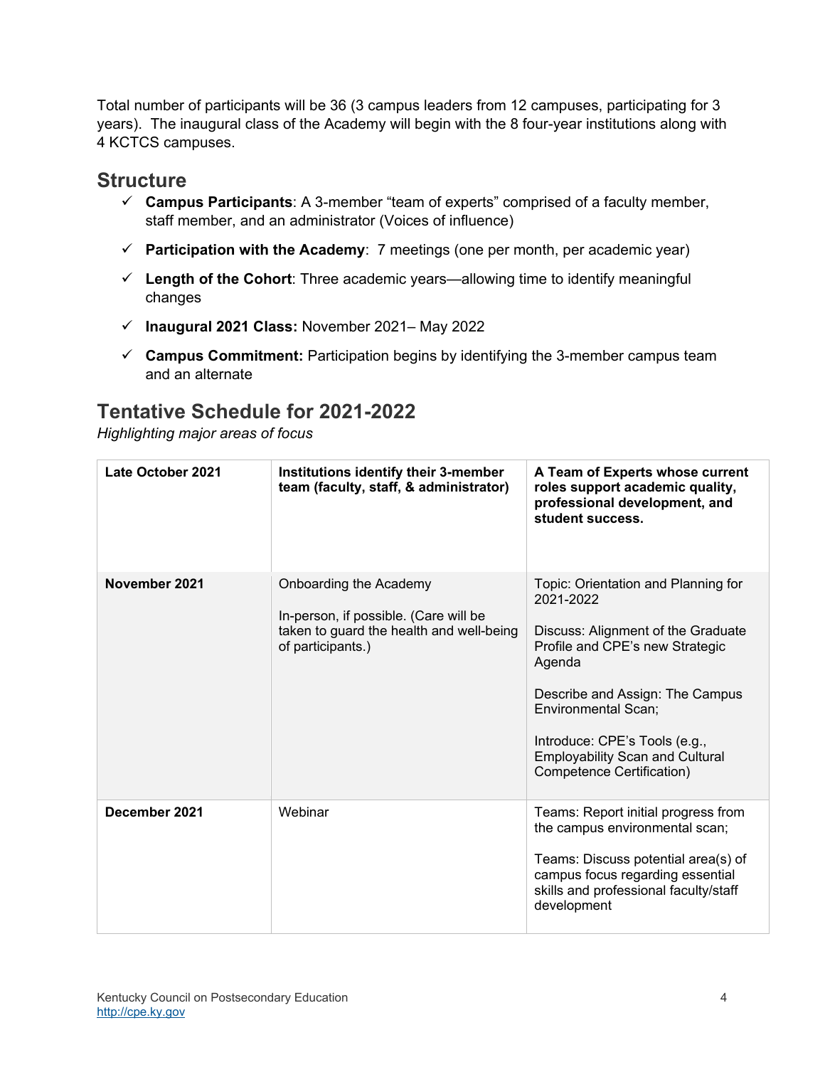Total number of participants will be 36 (3 campus leaders from 12 campuses, participating for 3 years). The inaugural class of the Academy will begin with the 8 four-year institutions along with 4 KCTCS campuses.

## Structure

- ✓ **Campus Participants**: A 3-member "team of experts" comprised of a faculty member, staff member, and an administrator (Voices of influence)
- ✓ **Participation with the Academy**: 7 meetings (one per month, per academic year)
- ✓ **Length of the Cohort**: Three academic years—allowing time to identify meaningful changes
- ✓ **Inaugural 2021 Class:** November 2021– May 2022
- ✓ **Campus Commitment:** Participation begins by identifying the 3-member campus team and an alternate

## Tentative Schedule for 2021-2022

*Highlighting major areas of focus*

| **Late October 2021** | **Institutions identify their 3-member team (faculty, staff, & administrator)** | **A Team of Experts whose current roles support academic quality, professional development, and student success.** |
|---|---|---|
| **November 2021** | Onboarding the Academy<br><br>In-person, if possible. (Care will be taken to guard the health and well-being of participants.) | Topic: Orientation and Planning for 2021-2022<br><br>Discuss: Alignment of the Graduate Profile and CPE's new Strategic Agenda<br><br>Describe and Assign: The Campus Environmental Scan;<br><br>Introduce: CPE's Tools (e.g., Employability Scan and Cultural Competence Certification) |
| **December 2021** | Webinar | Teams: Report initial progress from the campus environmental scan;<br><br>Teams: Discuss potential area(s) of campus focus regarding essential skills and professional faculty/staff development |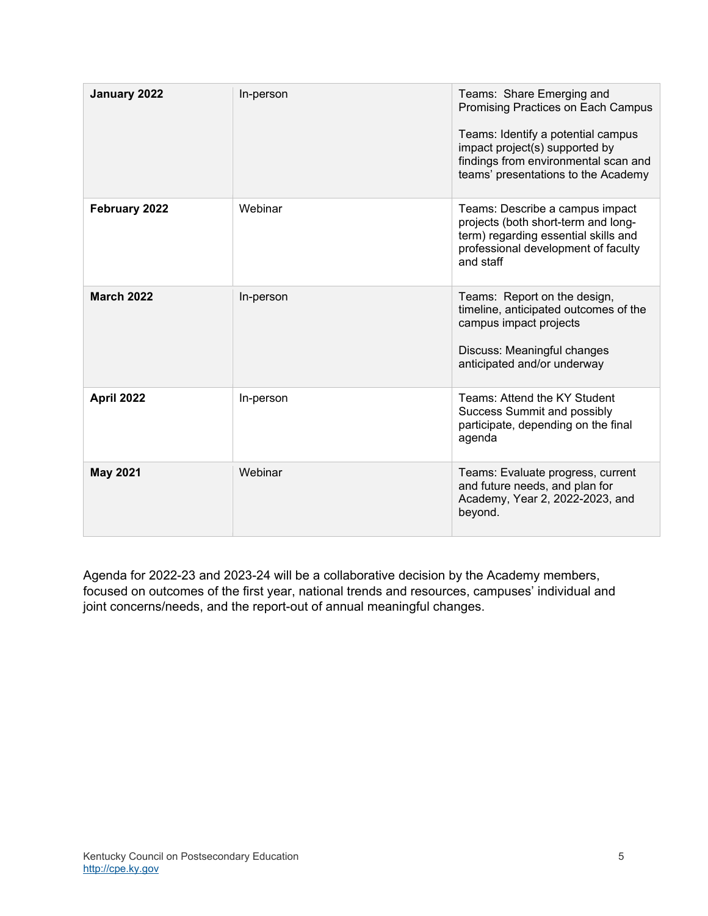| **January 2022** | In-person | Teams: Share Emerging and Promising Practices on Each Campus<br><br>Teams: Identify a potential campus impact project(s) supported by findings from environmental scan and teams' presentations to the Academy |
|---|---|---|
| **February 2022** | Webinar | Teams: Describe a campus impact projects (both short-term and long-term) regarding essential skills and professional development of faculty and staff |
| **March 2022** | In-person | Teams: Report on the design, timeline, anticipated outcomes of the campus impact projects<br><br>Discuss: Meaningful changes anticipated and/or underway |
| **April 2022** | In-person | Teams: Attend the KY Student Success Summit and possibly participate, depending on the final agenda |
| **May 2021** | Webinar | Teams: Evaluate progress, current and future needs, and plan for Academy, Year 2, 2022-2023, and beyond. |

Agenda for 2022-23 and 2023-24 will be a collaborative decision by the Academy members, focused on outcomes of the first year, national trends and resources, campuses' individual and joint concerns/needs, and the report-out of annual meaningful changes.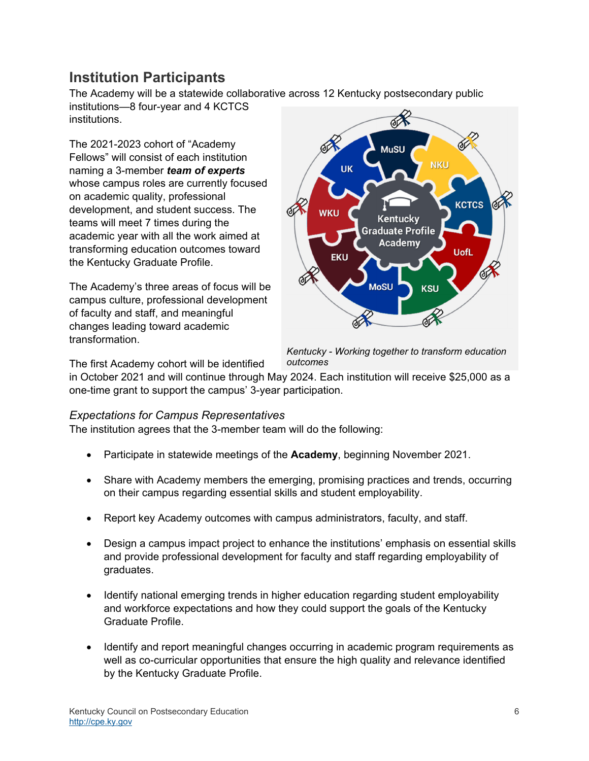## Institution Participants

The Academy will be a statewide collaborative across 12 Kentucky postsecondary public institutions—8 four-year and 4 KCTCS institutions.

The 2021-2023 cohort of "Academy Fellows" will consist of each institution naming a 3-member ***team of experts*** whose campus roles are currently focused on academic quality, professional development, and student success. The teams will meet 7 times during the academic year with all the work aimed at transforming education outcomes toward the Kentucky Graduate Profile.

The Academy's three areas of focus will be campus culture, professional development of faculty and staff, and meaningful changes leading toward academic transformation.

*Kentucky - Working together to transform education outcomes*

The first Academy cohort will be identified in October 2021 and will continue through May 2024. Each institution will receive $25,000 as a one-time grant to support the campus' 3-year participation.

### *Expectations for Campus Representatives*

The institution agrees that the 3-member team will do the following:

- Participate in statewide meetings of the **Academy**, beginning November 2021.
- Share with Academy members the emerging, promising practices and trends, occurring on their campus regarding essential skills and student employability.
- Report key Academy outcomes with campus administrators, faculty, and staff.
- Design a campus impact project to enhance the institutions' emphasis on essential skills and provide professional development for faculty and staff regarding employability of graduates.
- Identify national emerging trends in higher education regarding student employability and workforce expectations and how they could support the goals of the Kentucky Graduate Profile.
- Identify and report meaningful changes occurring in academic program requirements as well as co-curricular opportunities that ensure the high quality and relevance identified by the Kentucky Graduate Profile.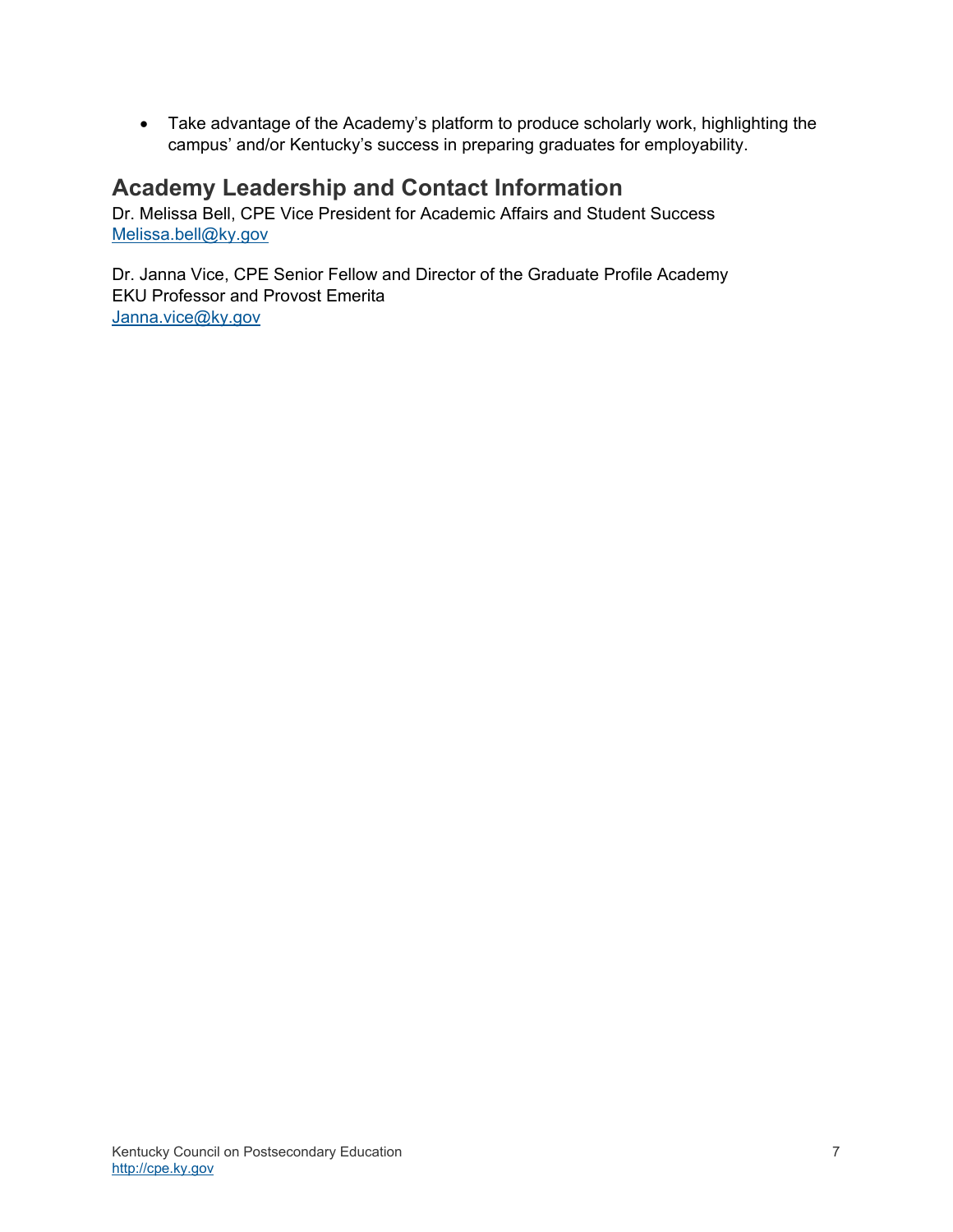- Take advantage of the Academy's platform to produce scholarly work, highlighting the campus' and/or Kentucky's success in preparing graduates for employability.

## Academy Leadership and Contact Information

Dr. Melissa Bell, CPE Vice President for Academic Affairs and Student Success
[Melissa.bell@ky.gov](mailto:Melissa.bell@ky.gov)

Dr. Janna Vice, CPE Senior Fellow and Director of the Graduate Profile Academy
EKU Professor and Provost Emerita
[Janna.vice@ky.gov](mailto:Janna.vice@ky.gov)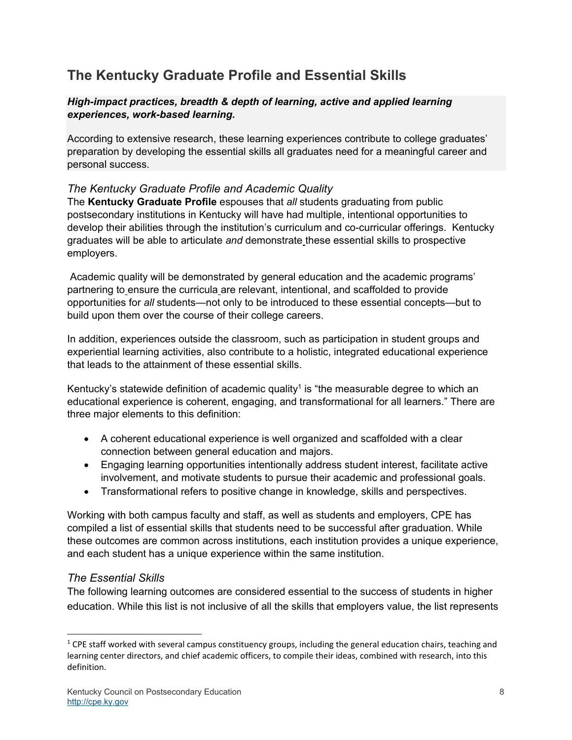# The Kentucky Graduate Profile and Essential Skills

***High-impact practices, breadth & depth of learning, active and applied learning experiences, work-based learning.***

According to extensive research, these learning experiences contribute to college graduates' preparation by developing the essential skills all graduates need for a meaningful career and personal success.

### *The Kentucky Graduate Profile and Academic Quality*

The **Kentucky Graduate Profile** espouses that *all* students graduating from public postsecondary institutions in Kentucky will have had multiple, intentional opportunities to develop their abilities through the institution's curriculum and co-curricular offerings. Kentucky graduates will be able to articulate *and* demonstrate these essential skills to prospective employers.

Academic quality will be demonstrated by general education and the academic programs' partnering to ensure the curricula are relevant, intentional, and scaffolded to provide opportunities for *all* students—not only to be introduced to these essential concepts—but to build upon them over the course of their college careers.

In addition, experiences outside the classroom, such as participation in student groups and experiential learning activities, also contribute to a holistic, integrated educational experience that leads to the attainment of these essential skills.

Kentucky's statewide definition of academic quality[1] is "the measurable degree to which an educational experience is coherent, engaging, and transformational for all learners." There are three major elements to this definition:

- A coherent educational experience is well organized and scaffolded with a clear connection between general education and majors.
- Engaging learning opportunities intentionally address student interest, facilitate active involvement, and motivate students to pursue their academic and professional goals.
- Transformational refers to positive change in knowledge, skills and perspectives.

Working with both campus faculty and staff, as well as students and employers, CPE has compiled a list of essential skills that students need to be successful after graduation. While these outcomes are common across institutions, each institution provides a unique experience, and each student has a unique experience within the same institution.

### *The Essential Skills*

The following learning outcomes are considered essential to the success of students in higher education. While this list is not inclusive of all the skills that employers value, the list represents

[1] CPE staff worked with several campus constituency groups, including the general education chairs, teaching and learning center directors, and chief academic officers, to compile their ideas, combined with research, into this definition.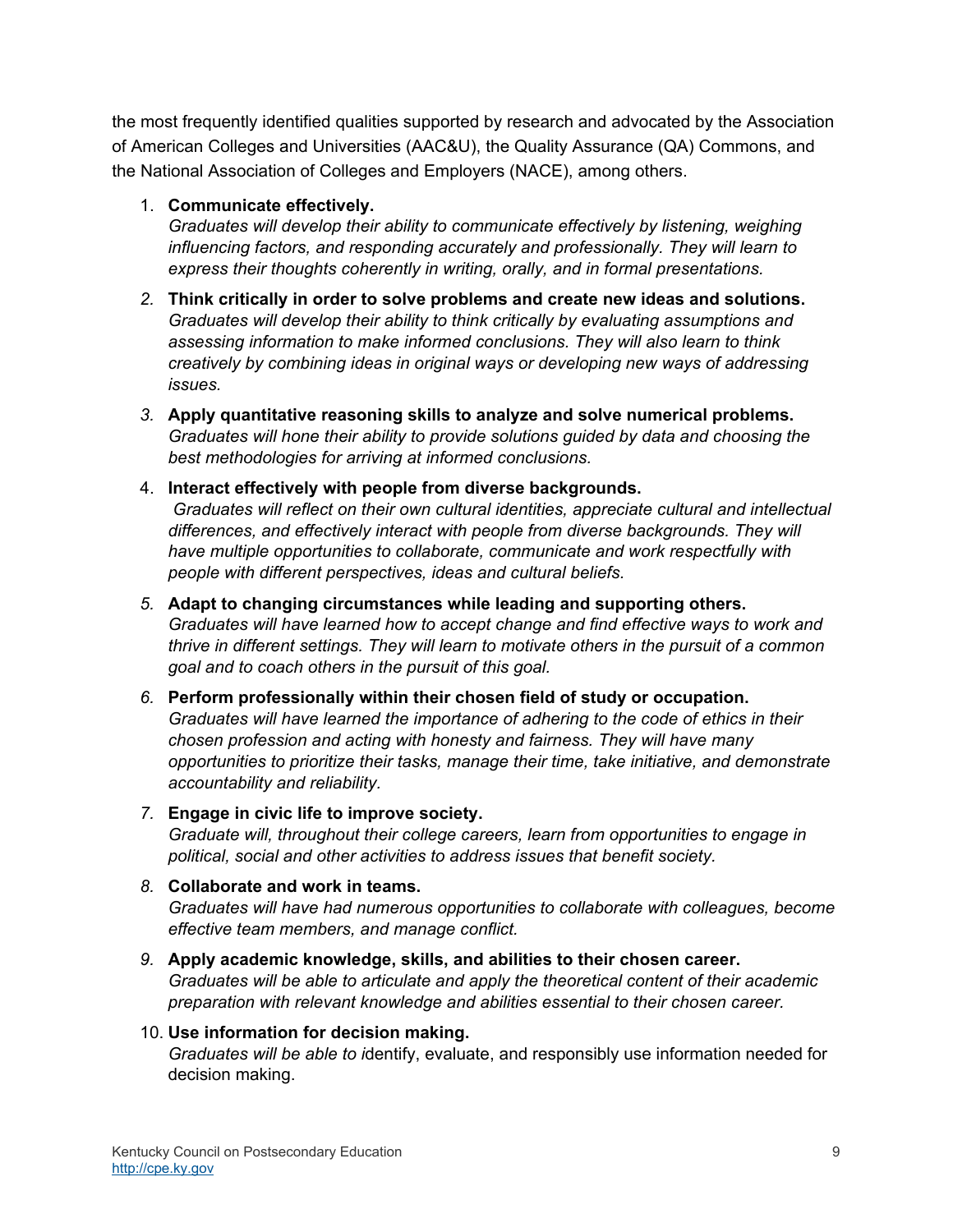the most frequently identified qualities supported by research and advocated by the Association of American Colleges and Universities (AAC&U), the Quality Assurance (QA) Commons, and the National Association of Colleges and Employers (NACE), among others.

1. **Communicate effectively.**
   *Graduates will develop their ability to communicate effectively by listening, weighing influencing factors, and responding accurately and professionally. They will learn to express their thoughts coherently in writing, orally, and in formal presentations.*

2. **Think critically in order to solve problems and create new ideas and solutions.**
   *Graduates will develop their ability to think critically by evaluating assumptions and assessing information to make informed conclusions. They will also learn to think creatively by combining ideas in original ways or developing new ways of addressing issues.*

3. **Apply quantitative reasoning skills to analyze and solve numerical problems.**
   *Graduates will hone their ability to provide solutions guided by data and choosing the best methodologies for arriving at informed conclusions.*

4. **Interact effectively with people from diverse backgrounds.**
   *Graduates will reflect on their own cultural identities, appreciate cultural and intellectual differences, and effectively interact with people from diverse backgrounds. They will have multiple opportunities to collaborate, communicate and work respectfully with people with different perspectives, ideas and cultural beliefs.*

5. **Adapt to changing circumstances while leading and supporting others.**
   *Graduates will have learned how to accept change and find effective ways to work and thrive in different settings. They will learn to motivate others in the pursuit of a common goal and to coach others in the pursuit of this goal.*

6. **Perform professionally within their chosen field of study or occupation.**
   *Graduates will have learned the importance of adhering to the code of ethics in their chosen profession and acting with honesty and fairness. They will have many opportunities to prioritize their tasks, manage their time, take initiative, and demonstrate accountability and reliability.*

7. **Engage in civic life to improve society.**
   *Graduate will, throughout their college careers, learn from opportunities to engage in political, social and other activities to address issues that benefit society.*

8. **Collaborate and work in teams.**
   *Graduates will have had numerous opportunities to collaborate with colleagues, become effective team members, and manage conflict.*

9. **Apply academic knowledge, skills, and abilities to their chosen career.**
   *Graduates will be able to articulate and apply the theoretical content of their academic preparation with relevant knowledge and abilities essential to their chosen career.*

10. **Use information for decision making.**
    *Graduates will be able to i*dentify, evaluate, and responsibly use information needed for decision making.